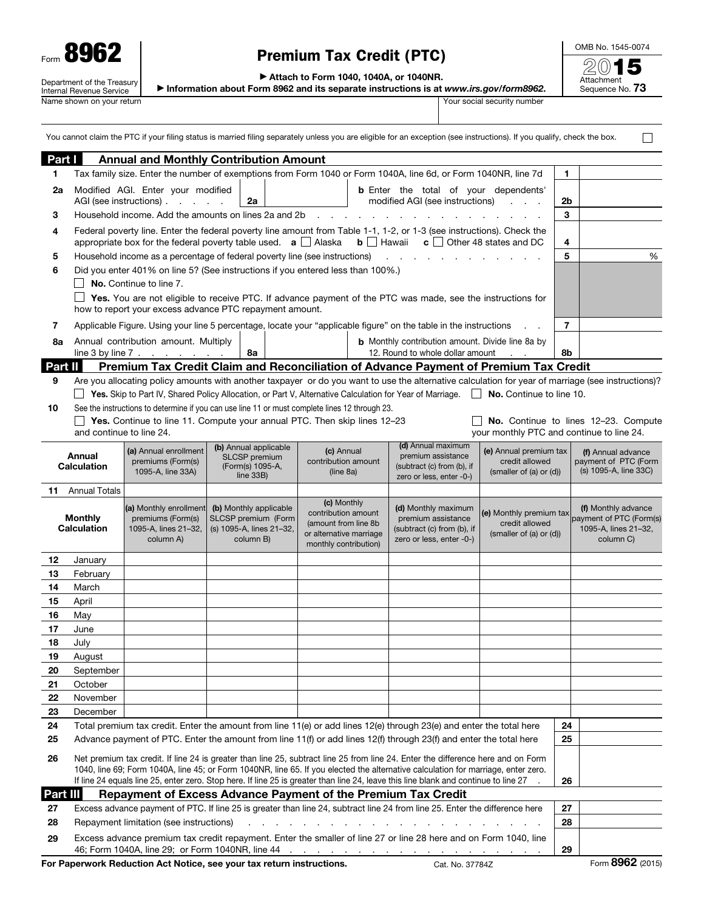Form **8962**

Department of the Treasury
Internal Revenue Service

# Premium Tax Credit (PTC)

▶ Attach to Form 1040, 1040A, or 1040NR.

▶ Information about Form 8962 and its separate instructions is at *www.irs.gov/form8962*.

OMB No. 1545-0074

**2015**

Attachment Sequence No. **73**

Name shown on your return | Your social security number

You cannot claim the PTC if your filing status is married filing separately unless you are eligible for an exception (see instructions). If you qualify, check the box. ☐

## Part I Annual and Monthly Contribution Amount

**1** Tax family size. Enter the number of exemptions from Form 1040 or Form 1040A, line 6d, or Form 1040NR, line 7d — **1**

**2a** Modified AGI. Enter your modified AGI (see instructions) — **2a**

**b** Enter the total of your dependents' modified AGI (see instructions) — **2b**

**3** Household income. Add the amounts on lines 2a and 2b — **3**

**4** Federal poverty line. Enter the federal poverty line amount from Table 1-1, 1-2, or 1-3 (see instructions). Check the appropriate box for the federal poverty table used. **a** ☐ Alaska **b** ☐ Hawaii **c** ☐ Other 48 states and DC — **4**

**5** Household income as a percentage of federal poverty line (see instructions) — **5** %

**6** Did you enter 401% on line 5? (See instructions if you entered less than 100%.)

☐ **No.** Continue to line 7.

☐ **Yes.** You are not eligible to receive PTC. If advance payment of the PTC was made, see the instructions for how to report your excess advance PTC repayment amount.

**7** Applicable Figure. Using your line 5 percentage, locate your "applicable figure" on the table in the instructions — **7**

**8a** Annual contribution amount. Multiply line 3 by line 7 — **8a**

**b** Monthly contribution amount. Divide line 8a by 12. Round to whole dollar amount — **8b**

## Part II Premium Tax Credit Claim and Reconciliation of Advance Payment of Premium Tax Credit

**9** Are you allocating policy amounts with another taxpayer or do you want to use the alternative calculation for year of marriage (see instructions)?

☐ **Yes.** Skip to Part IV, Shared Policy Allocation, or Part V, Alternative Calculation for Year of Marriage. ☐ **No.** Continue to line 10.

**10** See the instructions to determine if you can use line 11 or must complete lines 12 through 23.

☐ **Yes.** Continue to line 11. Compute your annual PTC. Then skip lines 12–23 and continue to line 24.

☐ **No.** Continue to lines 12–23. Compute your monthly PTC and continue to line 24.

| Annual Calculation | (a) Annual enrollment premiums (Form(s) 1095-A, line 33A) | (b) Annual applicable SLCSP premium (Form(s) 1095-A, line 33B) | (c) Annual contribution amount (line 8a) | (d) Annual maximum premium assistance (subtract (c) from (b), if zero or less, enter -0-) | (e) Annual premium tax credit allowed (smaller of (a) or (d)) | (f) Annual advance payment of PTC (Form (s) 1095-A, line 33C) |
|---|---|---|---|---|---|---|
| **11** Annual Totals | | | | | | |

| Monthly Calculation | (a) Monthly enrollment premiums (Form(s) 1095-A, lines 21–32, column A) | (b) Monthly applicable SLCSP premium (Form (s) 1095-A, lines 21–32, column B) | (c) Monthly contribution amount (amount from line 8b or alternative marriage monthly contribution) | (d) Monthly maximum premium assistance (subtract (c) from (b), if zero or less, enter -0-) | (e) Monthly premium tax credit allowed (smaller of (a) or (d)) | (f) Monthly advance payment of PTC (Form(s) 1095-A, lines 21–32, column C) |
|---|---|---|---|---|---|---|
| **12** January | | | | | | |
| **13** February | | | | | | |
| **14** March | | | | | | |
| **15** April | | | | | | |
| **16** May | | | | | | |
| **17** June | | | | | | |
| **18** July | | | | | | |
| **19** August | | | | | | |
| **20** September | | | | | | |
| **21** October | | | | | | |
| **22** November | | | | | | |
| **23** December | | | | | | |

**24** Total premium tax credit. Enter the amount from line 11(e) or add lines 12(e) through 23(e) and enter the total here — **24**

**25** Advance payment of PTC. Enter the amount from line 11(f) or add lines 12(f) through 23(f) and enter the total here — **25**

**26** Net premium tax credit. If line 24 is greater than line 25, subtract line 25 from line 24. Enter the difference here and on Form 1040, line 69; Form 1040A, line 45; or Form 1040NR, line 65. If you elected the alternative calculation for marriage, enter zero. If line 24 equals line 25, enter zero. Stop here. If line 25 is greater than line 24, leave this line blank and continue to line 27 — **26**

## Part III Repayment of Excess Advance Payment of the Premium Tax Credit

**27** Excess advance payment of PTC. If line 25 is greater than line 24, subtract line 24 from line 25. Enter the difference here — **27**

**28** Repayment limitation (see instructions) — **28**

**29** Excess advance premium tax credit repayment. Enter the smaller of line 27 or line 28 here and on Form 1040, line 46; Form 1040A, line 29; or Form 1040NR, line 44 — **29**

**For Paperwork Reduction Act Notice, see your tax return instructions.** Cat. No. 37784Z Form **8962** (2015)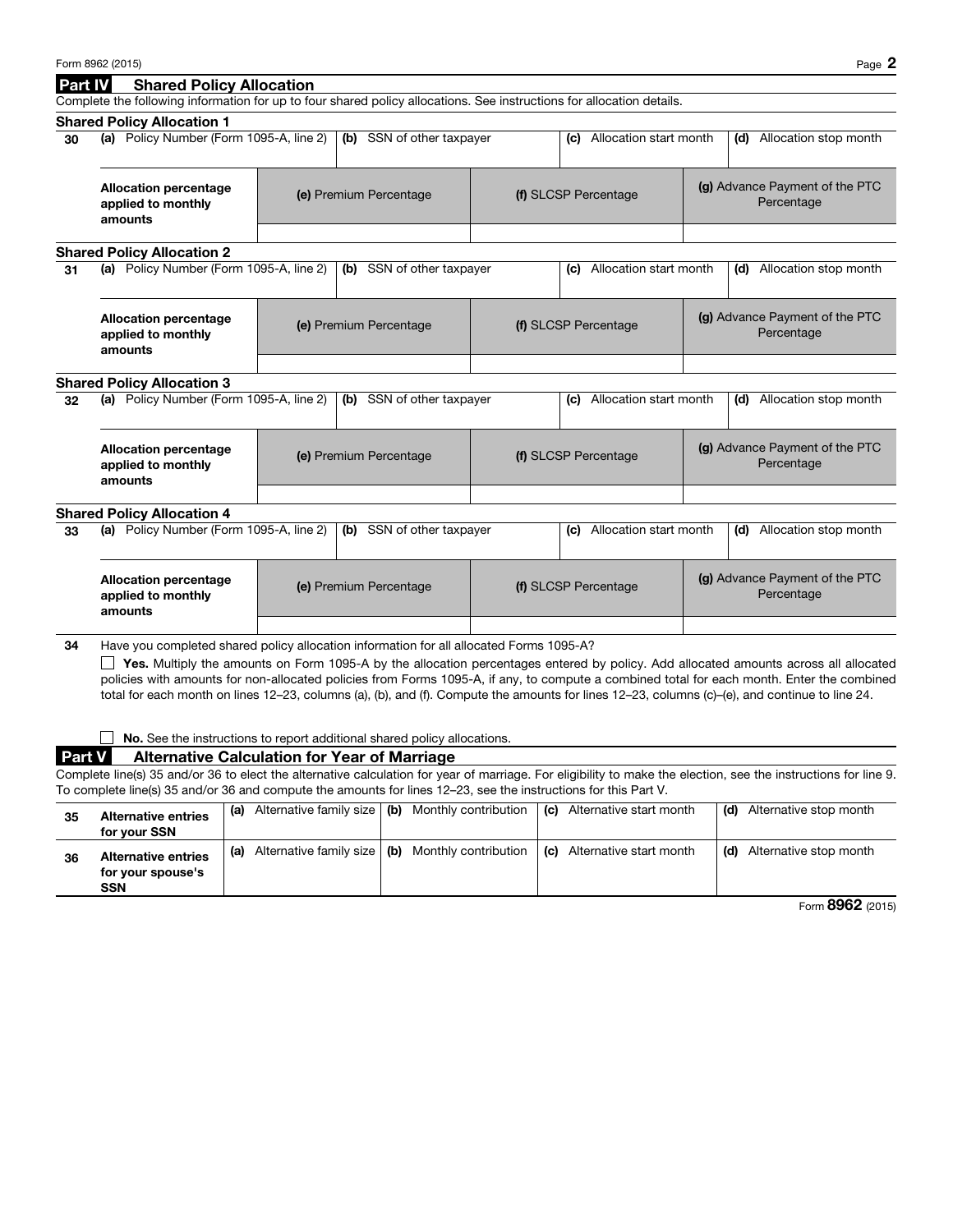## Part IV Shared Policy Allocation

Complete the following information for up to four shared policy allocations. See instructions for allocation details.

### Shared Policy Allocation 1

| | | | | |
|---|---|---|---|---|
| **30** | **(a)** Policy Number (Form 1095-A, line 2) | **(b)** SSN of other taxpayer | **(c)** Allocation start month | **(d)** Allocation stop month |
| | | | | |

| Allocation percentage applied to monthly amounts | (e) Premium Percentage | (f) SLCSP Percentage | (g) Advance Payment of the PTC Percentage |
|---|---|---|---|
| | | | |

### Shared Policy Allocation 2

| | | | | |
|---|---|---|---|---|
| **31** | **(a)** Policy Number (Form 1095-A, line 2) | **(b)** SSN of other taxpayer | **(c)** Allocation start month | **(d)** Allocation stop month |
| | | | | |

| Allocation percentage applied to monthly amounts | (e) Premium Percentage | (f) SLCSP Percentage | (g) Advance Payment of the PTC Percentage |
|---|---|---|---|
| | | | |

### Shared Policy Allocation 3

| | | | | |
|---|---|---|---|---|
| **32** | **(a)** Policy Number (Form 1095-A, line 2) | **(b)** SSN of other taxpayer | **(c)** Allocation start month | **(d)** Allocation stop month |
| | | | | |

| Allocation percentage applied to monthly amounts | (e) Premium Percentage | (f) SLCSP Percentage | (g) Advance Payment of the PTC Percentage |
|---|---|---|---|
| | | | |

### Shared Policy Allocation 4

| | | | | |
|---|---|---|---|---|
| **33** | **(a)** Policy Number (Form 1095-A, line 2) | **(b)** SSN of other taxpayer | **(c)** Allocation start month | **(d)** Allocation stop month |
| | | | | |

| Allocation percentage applied to monthly amounts | (e) Premium Percentage | (f) SLCSP Percentage | (g) Advance Payment of the PTC Percentage |
|---|---|---|---|
| | | | |

**34** Have you completed shared policy allocation information for all allocated Forms 1095-A?

☐ **Yes.** Multiply the amounts on Form 1095-A by the allocation percentages entered by policy. Add allocated amounts across all allocated policies with amounts for non-allocated policies from Forms 1095-A, if any, to compute a combined total for each month. Enter the combined total for each month on lines 12–23, columns (a), (b), and (f). Compute the amounts for lines 12–23, columns (c)–(e), and continue to line 24.

☐ **No.** See the instructions to report additional shared policy allocations.

## Part V Alternative Calculation for Year of Marriage

Complete line(s) 35 and/or 36 to elect the alternative calculation for year of marriage. For eligibility to make the election, see the instructions for line 9. To complete line(s) 35 and/or 36 and compute the amounts for lines 12–23, see the instructions for this Part V.

| | | | | | |
|---|---|---|---|---|---|
| **35** | **Alternative entries for your SSN** | **(a)** Alternative family size | **(b)** Monthly contribution | **(c)** Alternative start month | **(d)** Alternative stop month |
| **36** | **Alternative entries for your spouse's SSN** | **(a)** Alternative family size | **(b)** Monthly contribution | **(c)** Alternative start month | **(d)** Alternative stop month |

Form **8962** (2015)